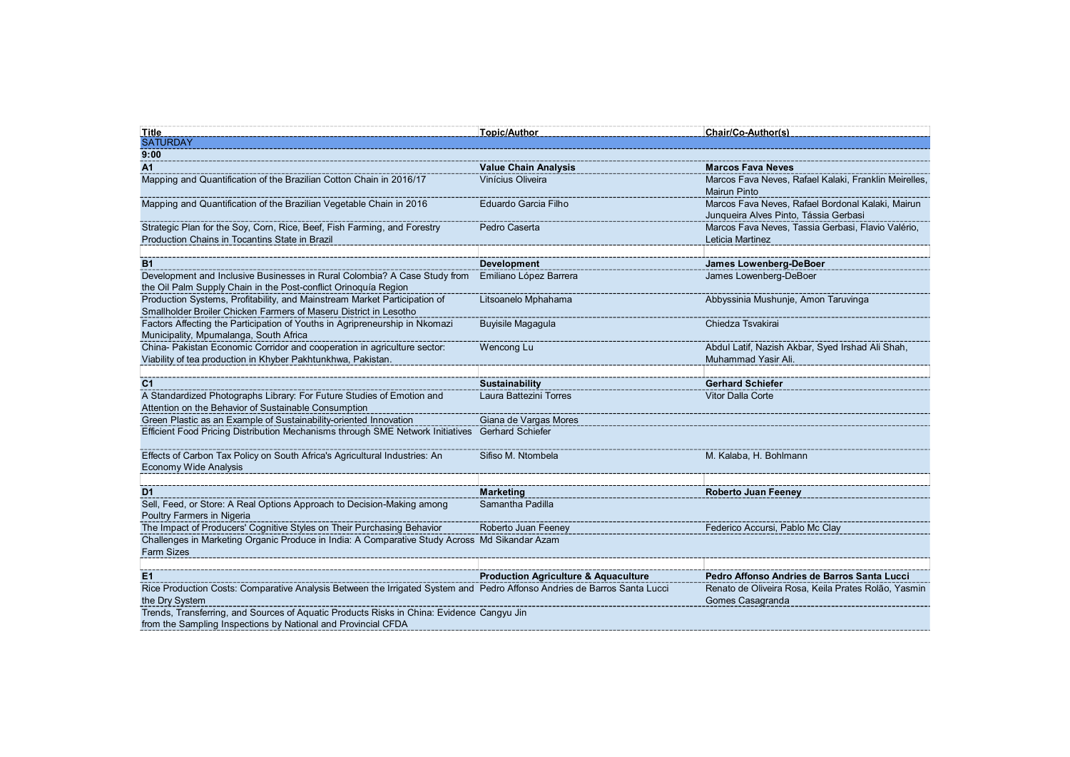| Title | Topic/Author | Chair/Co-Author(s) |
| --- | --- | --- |
| SATURDAY | | |
| **9:00** | | |
| **A1** | **Value Chain Analysis** | **Marcos Fava Neves** |
| Mapping and Quantification of the Brazilian Cotton Chain in 2016/17 | Vinícius Oliveira | Marcos Fava Neves, Rafael Kalaki, Franklin Meirelles, Mairun Pinto |
| Mapping and Quantification of the Brazilian Vegetable Chain in 2016 | Eduardo Garcia Filho | Marcos Fava Neves, Rafael Bordonal Kalaki, Mairun Junqueira Alves Pinto, Tássia Gerbasi |
| Strategic Plan for the Soy, Corn, Rice, Beef, Fish Farming, and Forestry Production Chains in Tocantins State in Brazil | Pedro Caserta | Marcos Fava Neves, Tassia Gerbasi, Flavio Valério, Leticia Martinez |
| | | |
| **B1** | **Development** | **James Lowenberg-DeBoer** |
| Development and Inclusive Businesses in Rural Colombia? A Case Study from the Oil Palm Supply Chain in the Post-conflict Orinoquía Region | Emiliano López Barrera | James Lowenberg-DeBoer |
| Production Systems, Profitability, and Mainstream Market Participation of Smallholder Broiler Chicken Farmers of Maseru District in Lesotho | Litsoanelo Mphahama | Abbyssinia Mushunje, Amon Taruvinga |
| Factors Affecting the Participation of Youths in Agripreneurship in Nkomazi Municipality, Mpumalanga, South Africa | Buyisile Magagula | Chiedza Tsvakirai |
| China- Pakistan Economic Corridor and cooperation in agriculture sector: Viability of tea production in Khyber Pakhtunkhwa, Pakistan. | Wencong Lu | Abdul Latif, Nazish Akbar, Syed Irshad Ali Shah, Muhammad Yasir Ali. |
| | | |
| **C1** | **Sustainability** | **Gerhard Schiefer** |
| A Standardized Photographs Library: For Future Studies of Emotion and Attention on the Behavior of Sustainable Consumption | Laura Battezini Torres | Vitor Dalla Corte |
| Green Plastic as an Example of Sustainability-oriented Innovation | Giana de Vargas Mores | |
| Efficient Food Pricing Distribution Mechanisms through SME Network Initiatives | Gerhard Schiefer | |
| Effects of Carbon Tax Policy on South Africa's Agricultural Industries: An Economy Wide Analysis | Sifiso M. Ntombela | M. Kalaba, H. Bohlmann |
| | | |
| **D1** | **Marketing** | **Roberto Juan Feeney** |
| Sell, Feed, or Store: A Real Options Approach to Decision-Making among Poultry Farmers in Nigeria | Samantha Padilla | |
| The Impact of Producers' Cognitive Styles on Their Purchasing Behavior | Roberto Juan Feeney | Federico Accursi, Pablo Mc Clay |
| Challenges in Marketing Organic Produce in India: A Comparative Study Across Farm Sizes | Md Sikandar Azam | |
| | | |
| **E1** | **Production Agriculture & Aquaculture** | **Pedro Affonso Andries de Barros Santa Lucci** |
| Rice Production Costs: Comparative Analysis Between the Irrigated System and the Dry System | Pedro Affonso Andries de Barros Santa Lucci | Renato de Oliveira Rosa, Keila Prates Rolão, Yasmin Gomes Casagranda |
| Trends, Transferring, and Sources of Aquatic Products Risks in China: Evidence from the Sampling Inspections by National and Provincial CFDA | Cangyu Jin | |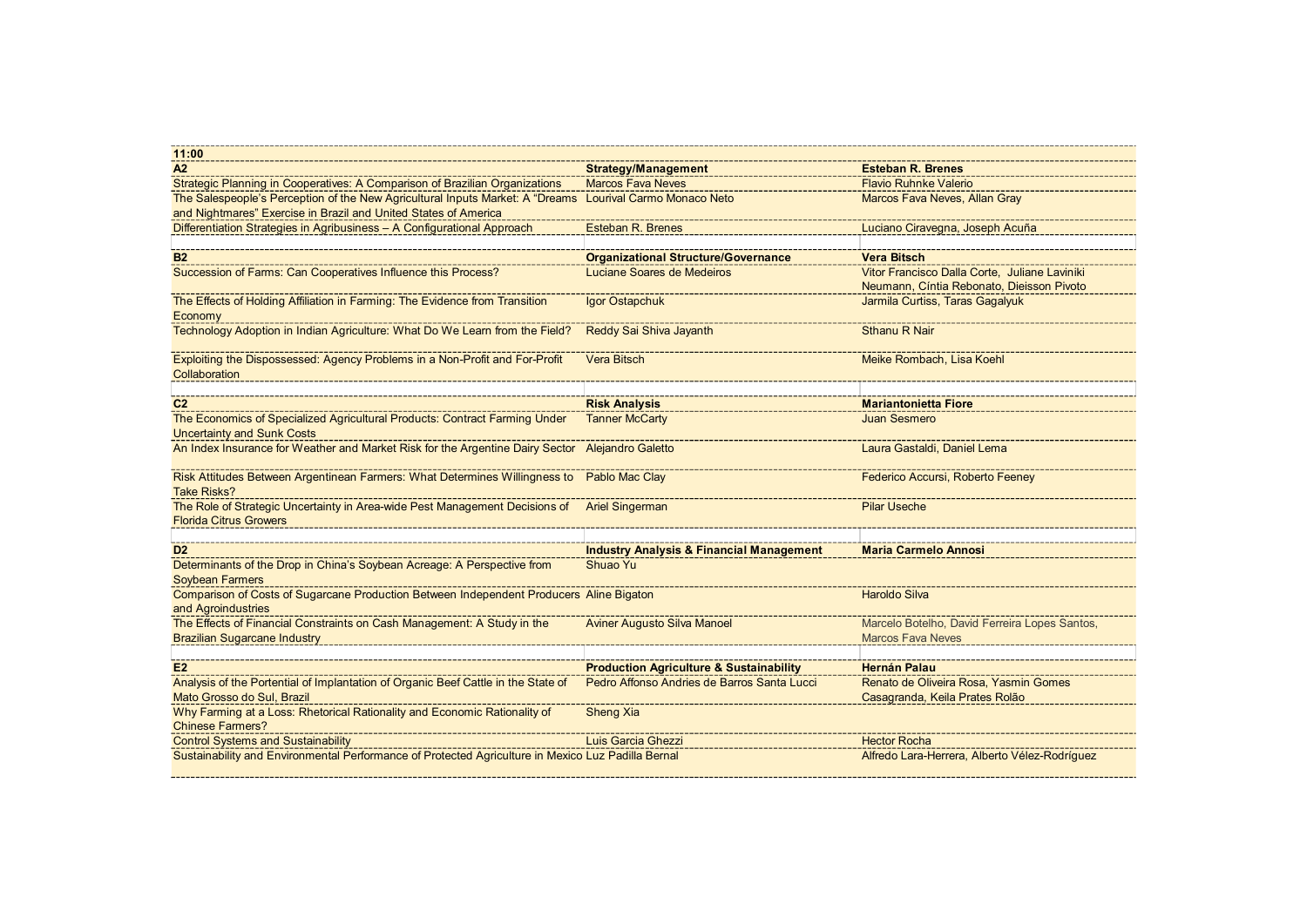| 11:00 | | |
|---|---|---|
| **A2** | **Strategy/Management** | **Esteban R. Brenes** |
| Strategic Planning in Cooperatives: A Comparison of Brazilian Organizations | Marcos Fava Neves | Flavio Ruhnke Valerio |
| The Salespeople's Perception of the New Agricultural Inputs Market: A "Dreams and Nightmares" Exercise in Brazil and United States of America | Lourival Carmo Monaco Neto | Marcos Fava Neves, Allan Gray |
| Differentiation Strategies in Agribusiness – A Configurational Approach | Esteban R. Brenes | Luciano Ciravegna, Joseph Acuña |
| | | |
| **B2** | **Organizational Structure/Governance** | **Vera Bitsch** |
| Succession of Farms: Can Cooperatives Influence this Process? | Luciane Soares de Medeiros | Vitor Francisco Dalla Corte, Juliane Laviniki Neumann, Cíntia Rebonato, Dieisson Pivoto |
| The Effects of Holding Affiliation in Farming: The Evidence from Transition Economy | Igor Ostapchuk | Jarmila Curtiss, Taras Gagalyuk |
| Technology Adoption in Indian Agriculture: What Do We Learn from the Field? | Reddy Sai Shiva Jayanth | Sthanu R Nair |
| Exploiting the Dispossessed: Agency Problems in a Non-Profit and For-Profit Collaboration | Vera Bitsch | Meike Rombach, Lisa Koehl |
| | | |
| **C2** | **Risk Analysis** | **Mariantonietta Fiore** |
| The Economics of Specialized Agricultural Products: Contract Farming Under Uncertainty and Sunk Costs | Tanner McCarty | Juan Sesmero |
| An Index Insurance for Weather and Market Risk for the Argentine Dairy Sector | Alejandro Galetto | Laura Gastaldi, Daniel Lema |
| Risk Attitudes Between Argentinean Farmers: What Determines Willingness to Take Risks? | Pablo Mac Clay | Federico Accursi, Roberto Feeney |
| The Role of Strategic Uncertainty in Area-wide Pest Management Decisions of Florida Citrus Growers | Ariel Singerman | Pilar Useche |
| | | |
| **D2** | **Industry Analysis & Financial Management** | **Maria Carmelo Annosi** |
| Determinants of the Drop in China's Soybean Acreage: A Perspective from Soybean Farmers | Shuao Yu | |
| Comparison of Costs of Sugarcane Production Between Independent Producers and Agroindustries | Aline Bigaton | Haroldo Silva |
| The Effects of Financial Constraints on Cash Management: A Study in the Brazilian Sugarcane Industry | Aviner Augusto Silva Manoel | Marcelo Botelho, David Ferreira Lopes Santos, Marcos Fava Neves |
| | | |
| **E2** | **Production Agriculture & Sustainability** | **Hernán Palau** |
| Analysis of the Portential of Implantation of Organic Beef Cattle in the State of Mato Grosso do Sul, Brazil | Pedro Affonso Andries de Barros Santa Lucci | Renato de Oliveira Rosa, Yasmin Gomes Casagranda, Keila Prates Rolão |
| Why Farming at a Loss: Rhetorical Rationality and Economic Rationality of Chinese Farmers? | Sheng Xia | |
| Control Systems and Sustainability | Luis Garcia Ghezzi | Hector Rocha |
| Sustainability and Environmental Performance of Protected Agriculture in Mexico | Luz Padilla Bernal | Alfredo Lara-Herrera, Alberto Vélez-Rodríguez |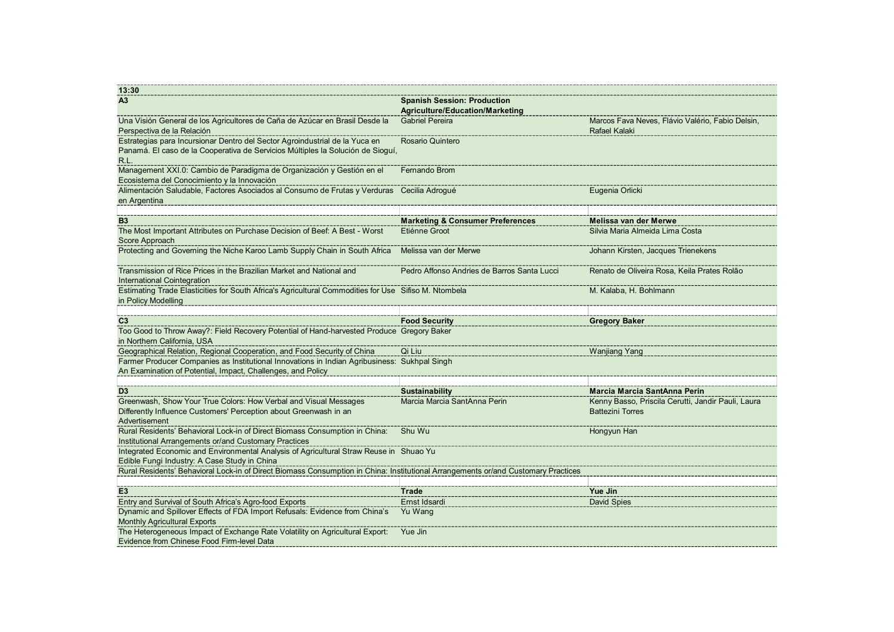| 13:30 | | |
|---|---|---|
| **A3** | **Spanish Session: Production Agriculture/Education/Marketing** | |
| Una Visión General de los Agricultores de Caña de Azúcar en Brasil Desde la Perspectiva de la Relación | Gabriel Pereira | Marcos Fava Neves, Flávio Valério, Fabio Delsin, Rafael Kalaki |
| Estrategias para Incursionar Dentro del Sector Agroindustrial de la Yuca en Panamá. El caso de la Cooperativa de Servicios Múltiples la Solución de Sioguí, R.L. | Rosario Quintero | |
| Management XXI.0: Cambio de Paradigma de Organización y Gestión en el Ecosistema del Conocimiento y la Innovación | Fernando Brom | |
| Alimentación Saludable, Factores Asociados al Consumo de Frutas y Verduras en Argentina | Cecilia Adrogué | Eugenia Orlicki |
| | | |
| **B3** | **Marketing & Consumer Preferences** | **Melissa van der Merwe** |
| The Most Important Attributes on Purchase Decision of Beef: A Best - Worst Score Approach | Etiénne Groot | Silvia Maria Almeida Lima Costa |
| Protecting and Governing the Niche Karoo Lamb Supply Chain in South Africa | Melissa van der Merwe | Johann Kirsten, Jacques Trienekens |
| Transmission of Rice Prices in the Brazilian Market and National and International Cointegration | Pedro Affonso Andries de Barros Santa Lucci | Renato de Oliveira Rosa, Keila Prates Rolão |
| Estimating Trade Elasticities for South Africa's Agricultural Commodities for Use in Policy Modelling | Sifiso M. Ntombela | M. Kalaba, H. Bohlmann |
| | | |
| **C3** | **Food Security** | **Gregory Baker** |
| Too Good to Throw Away?: Field Recovery Potential of Hand-harvested Produce in Northern California, USA | Gregory Baker | |
| Geographical Relation, Regional Cooperation, and Food Security of China | Qi Liu | Wanjiang Yang |
| Farmer Producer Companies as Institutional Innovations in Indian Agribusiness: An Examination of Potential, Impact, Challenges, and Policy | Sukhpal Singh | |
| | | |
| **D3** | **Sustainability** | **Marcia Marcia SantAnna Perin** |
| Greenwash, Show Your True Colors: How Verbal and Visual Messages Differently Influence Customers' Perception about Greenwash in an Advertisement | Marcia Marcia SantAnna Perin | Kenny Basso, Priscila Cerutti, Jandir Pauli, Laura Battezini Torres |
| Rural Residents' Behavioral Lock-in of Direct Biomass Consumption in China: Institutional Arrangements or/and Customary Practices | Shu Wu | Hongyun Han |
| Integrated Economic and Environmental Analysis of Agricultural Straw Reuse in Edible Fungi Industry: A Case Study in China | Shuao Yu | |
| Rural Residents' Behavioral Lock-in of Direct Biomass Consumption in China: Institutional Arrangements or/and Customary Practices | | |
| | | |
| **E3** | **Trade** | **Yue Jin** |
| Entry and Survival of South Africa's Agro-food Exports | Ernst Idsardi | David Spies |
| Dynamic and Spillover Effects of FDA Import Refusals: Evidence from China's Monthly Agricultural Exports | Yu Wang | |
| The Heterogeneous Impact of Exchange Rate Volatility on Agricultural Export: Evidence from Chinese Food Firm-level Data | Yue Jin | |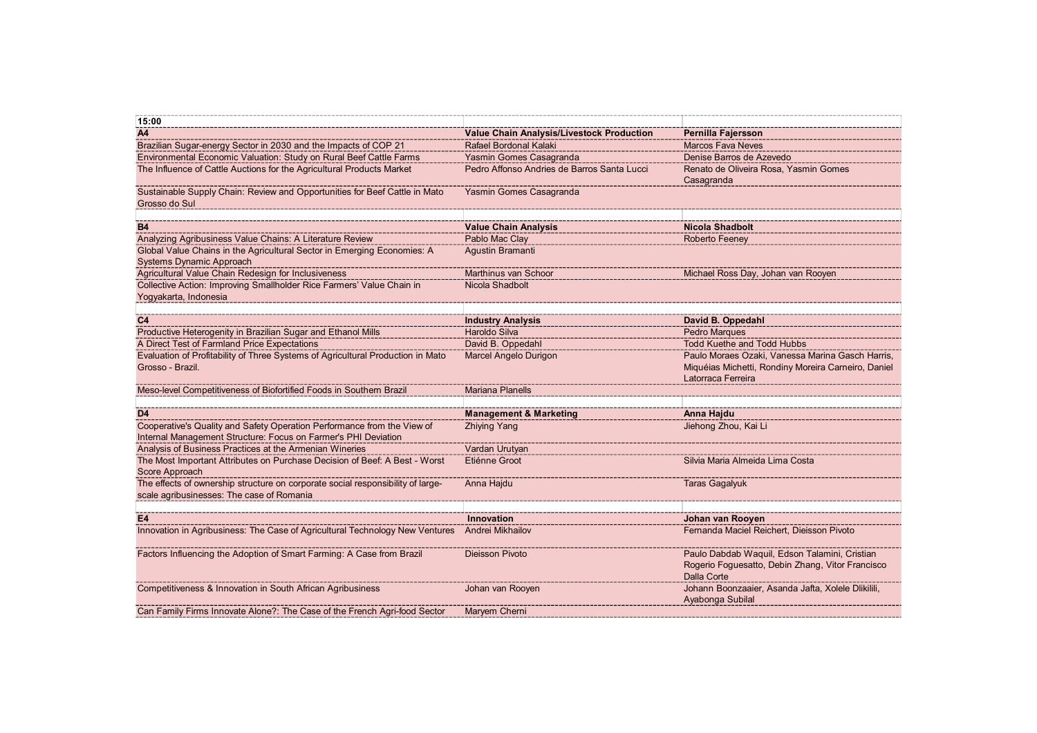| 15:00 | | |
|---|---|---|
| **A4** | **Value Chain Analysis/Livestock Production** | **Pernilla Fajersson** |
| Brazilian Sugar-energy Sector in 2030 and the Impacts of COP 21 | Rafael Bordonal Kalaki | Marcos Fava Neves |
| Environmental Economic Valuation: Study on Rural Beef Cattle Farms | Yasmin Gomes Casagranda | Denise Barros de Azevedo |
| The Influence of Cattle Auctions for the Agricultural Products Market | Pedro Affonso Andries de Barros Santa Lucci | Renato de Oliveira Rosa, Yasmin Gomes Casagranda |
| Sustainable Supply Chain: Review and Opportunities for Beef Cattle in Mato Grosso do Sul | Yasmin Gomes Casagranda | |
| | | |
| **B4** | **Value Chain Analysis** | **Nicola Shadbolt** |
| Analyzing Agribusiness Value Chains: A Literature Review | Pablo Mac Clay | Roberto Feeney |
| Global Value Chains in the Agricultural Sector in Emerging Economies: A Systems Dynamic Approach | Agustin Bramanti | |
| Agricultural Value Chain Redesign for Inclusiveness | Marthinus van Schoor | Michael Ross Day, Johan van Rooyen |
| Collective Action: Improving Smallholder Rice Farmers' Value Chain in Yogyakarta, Indonesia | Nicola Shadbolt | |
| | | |
| **C4** | **Industry Analysis** | **David B. Oppedahl** |
| Productive Heterogenity in Brazilian Sugar and Ethanol Mills | Haroldo Silva | Pedro Marques |
| A Direct Test of Farmland Price Expectations | David B. Oppedahl | Todd Kuethe and Todd Hubbs |
| Evaluation of Profitability of Three Systems of Agricultural Production in Mato Grosso - Brazil. | Marcel Angelo Durigon | Paulo Moraes Ozaki, Vanessa Marina Gasch Harris, Miquéias Michetti, Rondiny Moreira Carneiro, Daniel Latorraca Ferreira |
| Meso-level Competitiveness of Biofortified Foods in Southern Brazil | Mariana Planells | |
| | | |
| **D4** | **Management & Marketing** | **Anna Hajdu** |
| Cooperative's Quality and Safety Operation Performance from the View of Internal Management Structure: Focus on Farmer's PHI Deviation | Zhiying Yang | Jiehong Zhou, Kai Li |
| Analysis of Business Practices at the Armenian Wineries | Vardan Urutyan | |
| The Most Important Attributes on Purchase Decision of Beef: A Best - Worst Score Approach | Etiénne Groot | Silvia Maria Almeida Lima Costa |
| The effects of ownership structure on corporate social responsibility of large-scale agribusinesses: The case of Romania | Anna Hajdu | Taras Gagalyuk |
| | | |
| **E4** | **Innovation** | **Johan van Rooyen** |
| Innovation in Agribusiness: The Case of Agricultural Technology New Ventures | Andrei Mikhailov | Fernanda Maciel Reichert, Dieisson Pivoto |
| Factors Influencing the Adoption of Smart Farming: A Case from Brazil | Dieisson Pivoto | Paulo Dabdab Waquil, Edson Talamini, Cristian Rogerio Foguesatto, Debin Zhang, Vitor Francisco Dalla Corte |
| Competitiveness & Innovation in South African Agribusiness | Johan van Rooyen | Johann Boonzaaier, Asanda Jafta, Xolele Dlikilili, Ayabonga Subilal |
| Can Family Firms Innovate Alone?: The Case of the French Agri-food Sector | Maryem Cherni | |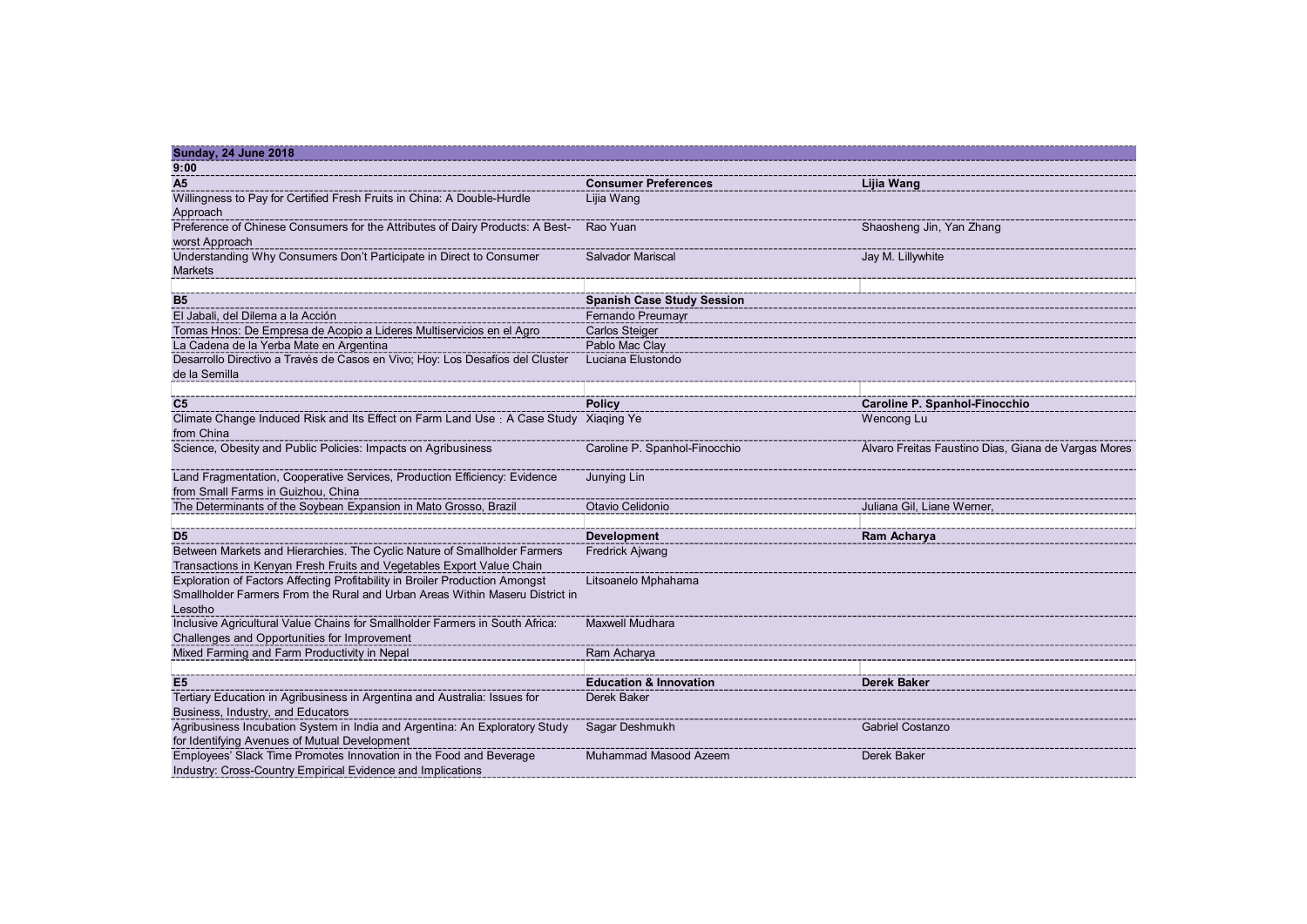| Sunday, 24 June 2018 | | |
|---|---|---|
| **9:00** | | |
| **A5** | **Consumer Preferences** | **Lijia Wang** |
| Willingness to Pay for Certified Fresh Fruits in China: A Double-Hurdle Approach | Lijia Wang | |
| Preference of Chinese Consumers for the Attributes of Dairy Products: A Best-worst Approach | Rao Yuan | Shaosheng Jin, Yan Zhang |
| Understanding Why Consumers Don't Participate in Direct to Consumer Markets | Salvador Mariscal | Jay M. Lillywhite |
| | | |
| **B5** | **Spanish Case Study Session** | |
| El Jabali, del Dilema a la Acción | Fernando Preumayr | |
| Tomas Hnos: De Empresa de Acopio a Lideres Multiservicios en el Agro | Carlos Steiger | |
| La Cadena de la Yerba Mate en Argentina | Pablo Mac Clay | |
| Desarrollo Directivo a Través de Casos en Vivo; Hoy: Los Desafíos del Cluster de la Semilla | Luciana Elustondo | |
| | | |
| **C5** | **Policy** | **Caroline P. Spanhol-Finocchio** |
| Climate Change Induced Risk and Its Effect on Farm Land Use：A Case Study from China | Xiaqing Ye | Wencong Lu |
| Science, Obesity and Public Policies: Impacts on Agribusiness | Caroline P. Spanhol-Finocchio | Álvaro Freitas Faustino Dias, Giana de Vargas Mores |
| Land Fragmentation, Cooperative Services, Production Efficiency: Evidence from Small Farms in Guizhou, China | Junying Lin | |
| The Determinants of the Soybean Expansion in Mato Grosso, Brazil | Otavio Celidonio | Juliana Gil, Liane Werner, |
| | | |
| **D5** | **Development** | **Ram Acharya** |
| Between Markets and Hierarchies. The Cyclic Nature of Smallholder Farmers Transactions in Kenyan Fresh Fruits and Vegetables Export Value Chain | Fredrick Ajwang | |
| Exploration of Factors Affecting Profitability in Broiler Production Amongst Smallholder Farmers From the Rural and Urban Areas Within Maseru District in Lesotho | Litsoanelo Mphahama | |
| Inclusive Agricultural Value Chains for Smallholder Farmers in South Africa: Challenges and Opportunities for Improvement | Maxwell Mudhara | |
| Mixed Farming and Farm Productivity in Nepal | Ram Acharya | |
| | | |
| **E5** | **Education & Innovation** | **Derek Baker** |
| Tertiary Education in Agribusiness in Argentina and Australia: Issues for Business, Industry, and Educators | Derek Baker | |
| Agribusiness Incubation System in India and Argentina: An Exploratory Study for Identifying Avenues of Mutual Development | Sagar Deshmukh | Gabriel Costanzo |
| Employees' Slack Time Promotes Innovation in the Food and Beverage Industry: Cross-Country Empirical Evidence and Implications | Muhammad Masood Azeem | Derek Baker |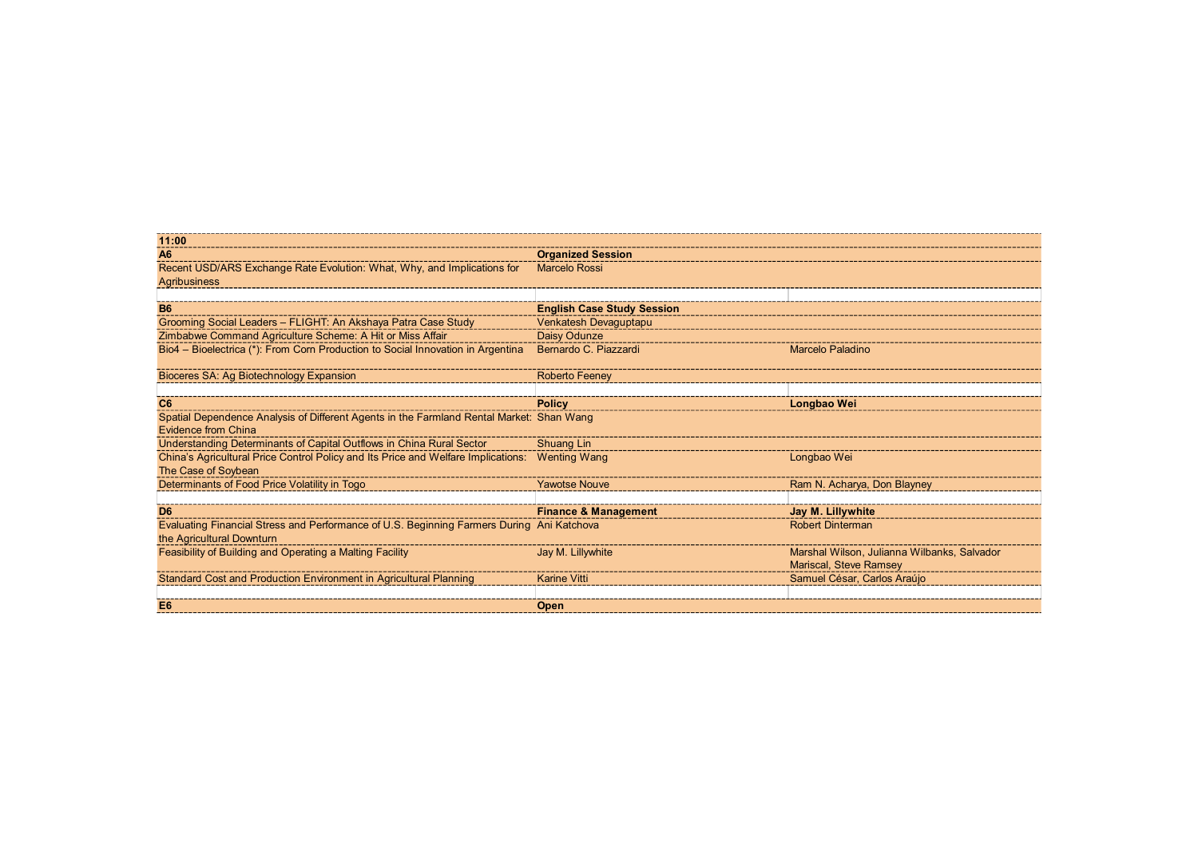| 11:00 | | |
|---|---|---|
| **A6** | **Organized Session** | |
| Recent USD/ARS Exchange Rate Evolution: What, Why, and Implications for Agribusiness | Marcelo Rossi | |
| | | |
| **B6** | **English Case Study Session** | |
| Grooming Social Leaders – FLIGHT: An Akshaya Patra Case Study | Venkatesh Devaguptapu | |
| Zimbabwe Command Agriculture Scheme: A Hit or Miss Affair | Daisy Odunze | |
| Bio4 – Bioelectrica (*): From Corn Production to Social Innovation in Argentina | Bernardo C. Piazzardi | Marcelo Paladino |
| Bioceres SA: Ag Biotechnology Expansion | Roberto Feeney | |
| | | |
| **C6** | **Policy** | **Longbao Wei** |
| Spatial Dependence Analysis of Different Agents in the Farmland Rental Market: Evidence from China | Shan Wang | |
| Understanding Determinants of Capital Outflows in China Rural Sector | Shuang Lin | |
| China's Agricultural Price Control Policy and Its Price and Welfare Implications: The Case of Soybean | Wenting Wang | Longbao Wei |
| Determinants of Food Price Volatility in Togo | Yawotse Nouve | Ram N. Acharya, Don Blayney |
| | | |
| **D6** | **Finance & Management** | **Jay M. Lillywhite** |
| Evaluating Financial Stress and Performance of U.S. Beginning Farmers During the Agricultural Downturn | Ani Katchova | Robert Dinterman |
| Feasibility of Building and Operating a Malting Facility | Jay M. Lillywhite | Marshal Wilson, Julianna Wilbanks, Salvador Mariscal, Steve Ramsey |
| Standard Cost and Production Environment in Agricultural Planning | Karine Vitti | Samuel César, Carlos Araújo |
| | | |
| **E6** | **Open** | |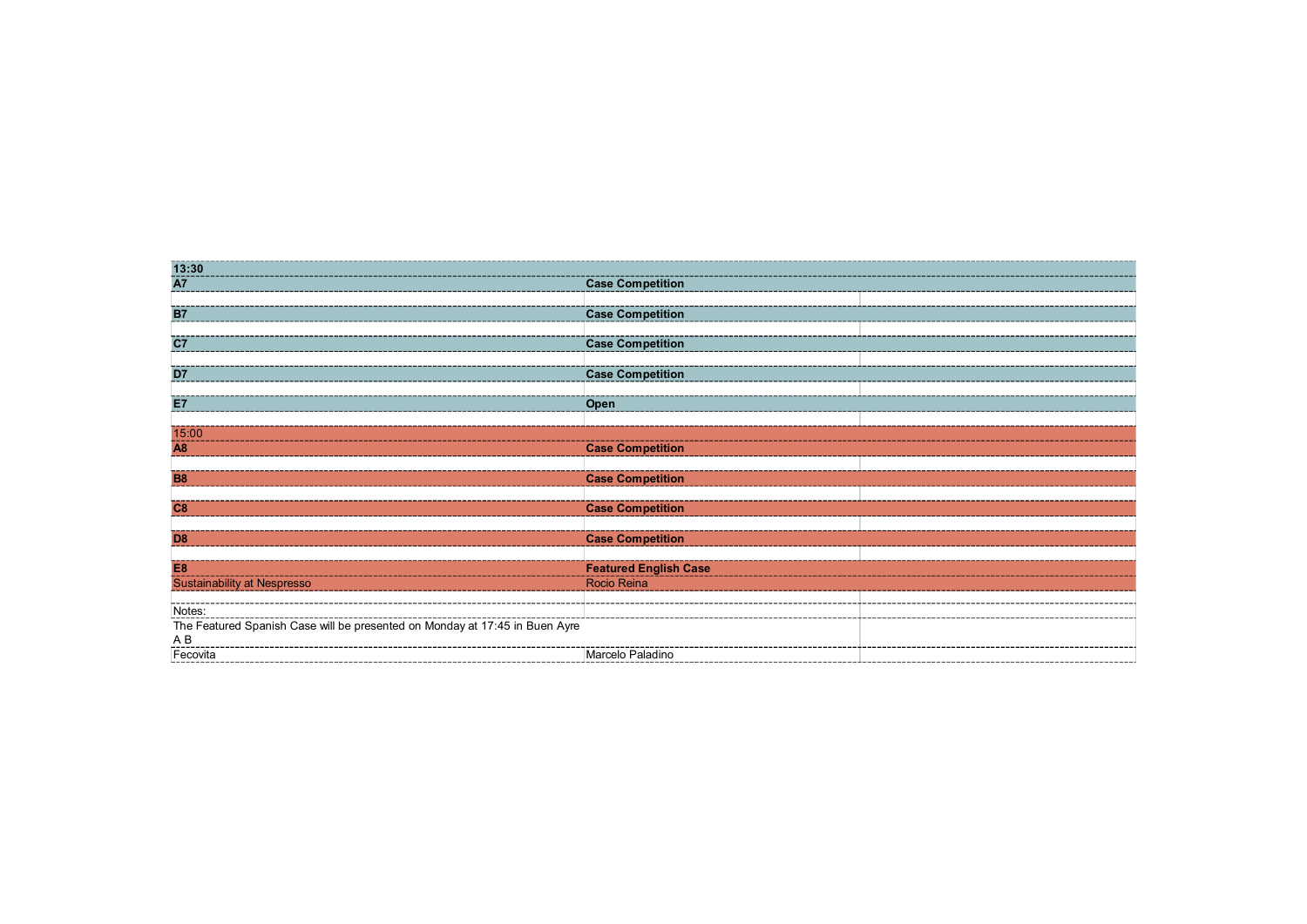| | | |
|---|---|---|
| **13:30** | | |
| **A7** | **Case Competition** | |
| | | |
| **B7** | **Case Competition** | |
| | | |
| **C7** | **Case Competition** | |
| | | |
| **D7** | **Case Competition** | |
| | | |
| **E7** | **Open** | |
| | | |
| 15:00 | | |
| **A8** | **Case Competition** | |
| | | |
| **B8** | **Case Competition** | |
| | | |
| **C8** | **Case Competition** | |
| | | |
| **D8** | **Case Competition** | |
| | | |
| **E8** | **Featured English Case** | |
| Sustainability at Nespresso | Rocio Reina | |
| | | |
| Notes: | | |
| The Featured Spanish Case will be presented on Monday at 17:45 in Buen Ayre A B | | |
| Fecovita | Marcelo Paladino | |